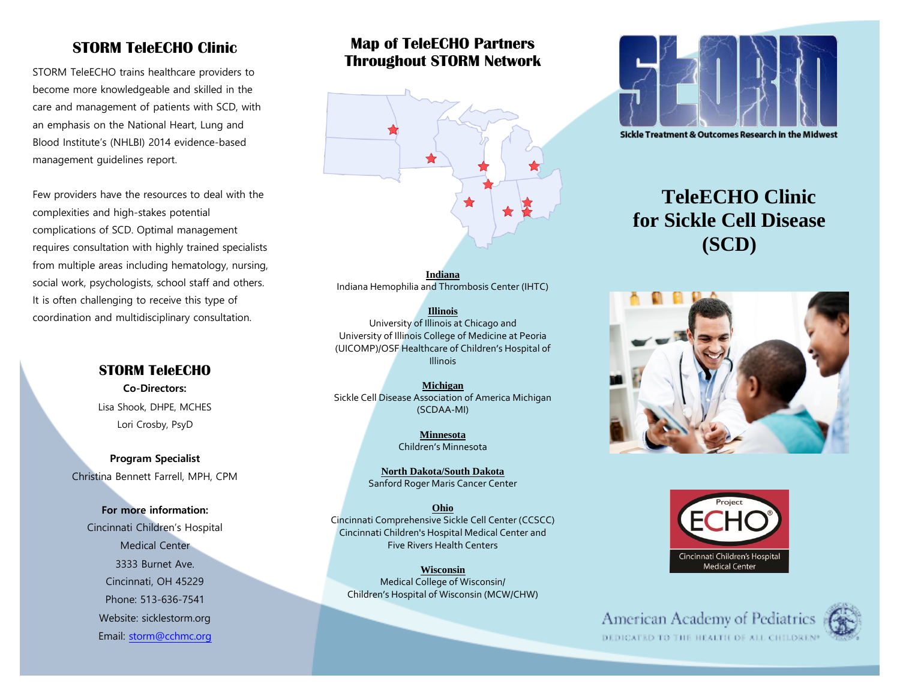## STORM TeleECHO Clinic

STORM TeleECHO trains healthcare providers to become more knowledgeable and skilled in the care and management of patients with SCD, with an emphasis on the National Heart, Lung and Blood Institute's (NHLBI) 2014 evidence-based management guidelines report.

Few providers have the resources to deal with the complexities and high-stakes potential complications of SCD. Optimal management requires consultation with highly trained specialists from multiple areas including hematology, nursing, social work, psychologists, school staff and others. It is often challenging to receive this type of coordination and multidisciplinary consultation.

### STORM TeleECHO

**Co-Directors:**

Lisa Shook, DHPE, MCHES

Lori Crosby, PsyD

**Program Specialist**

Christina Bennett Farrell, MPH, CPM

**For more information:**

Cincinnati Children's Hospital Medical Center

3333 Burnet Ave.

Cincinnati, OH 45229

Phone: 513-636-7541

Website: sicklestorm.org

Email: storm@cchmc.org

## Map of TeleECHO Partners Throughout STORM Network

**Indiana**
Indiana Hemophilia and Thrombosis Center (IHTC)

**Illinois**
University of Illinois at Chicago and University of Illinois College of Medicine at Peoria (UICOMP)/OSF Healthcare of Children's Hospital of Illinois

**Michigan**
Sickle Cell Disease Association of America Michigan (SCDAA-MI)

**Minnesota**
Children's Minnesota

**North Dakota/South Dakota**
Sanford Roger Maris Cancer Center

**Ohio**
Cincinnati Comprehensive Sickle Cell Center (CCSCC) Cincinnati Children's Hospital Medical Center and Five Rivers Health Centers

**Wisconsin**
Medical College of Wisconsin/ Children's Hospital of Wisconsin (MCW/CHW)

STORM

Sickle Treatment & Outcomes Research in the Midwest

# TeleECHO Clinic for Sickle Cell Disease (SCD)

Project ECHO®

Cincinnati Children's Hospital Medical Center

American Academy of Pediatrics

DEDICATED TO THE HEALTH OF ALL CHILDREN®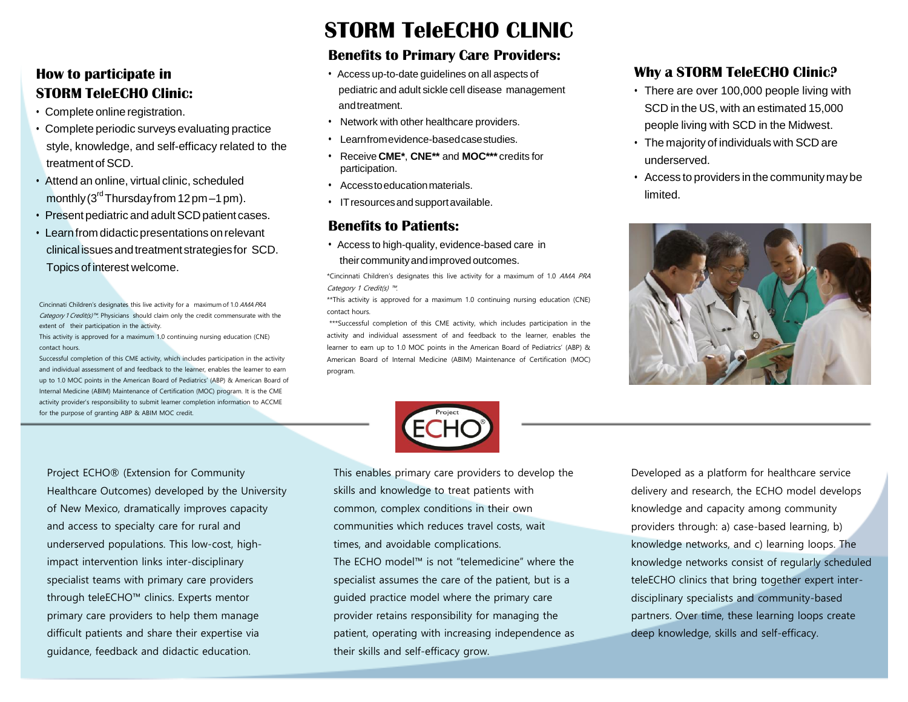# STORM TeleECHO CLINIC

## How to participate in STORM TeleECHO Clinic:

- Complete online registration.
- Complete periodic surveys evaluating practice style, knowledge, and self-efficacy related to the treatment of SCD.
- Attend an online, virtual clinic, scheduled monthly (3rd Thursday from 12 pm – 1 pm).
- Present pediatric and adult SCD patient cases.
- Learn from didactic presentations on relevant clinical issues and treatment strategies for SCD. Topics of interest welcome.

Cincinnati Children's designates this live activity for a maximum of 1.0 *AMA PRA Category 1 Credit(s)™*. Physicians should claim only the credit commensurate with the extent of their participation in the activity.

This activity is approved for a maximum 1.0 continuing nursing education (CNE) contact hours.

Successful completion of this CME activity, which includes participation in the activity and individual assessment of and feedback to the learner, enables the learner to earn up to 1.0 MOC points in the American Board of Pediatrics' (ABP) & American Board of Internal Medicine (ABIM) Maintenance of Certification (MOC) program. It is the CME activity provider's responsibility to submit learner completion information to ACCME for the purpose of granting ABP & ABIM MOC credit.

## Benefits to Primary Care Providers:

- Access up-to-date guidelines on all aspects of pediatric and adult sickle cell disease management and treatment.
- Network with other healthcare providers.
- Learn from evidence-based case studies.
- Receive **CME***, **CNE**** and **MOC***** credits for participation.
- Access to education materials.
- IT resources and support available.

## Benefits to Patients:

- Access to high-quality, evidence-based care in their community and improved outcomes.

*Cincinnati Children's designates this live activity for a maximum of 1.0 *AMA PRA Category 1 Credit(s) ™*.

**This activity is approved for a maximum 1.0 continuing nursing education (CNE) contact hours.

***Successful completion of this CME activity, which includes participation in the activity and individual assessment of and feedback to the learner, enables the learner to earn up to 1.0 MOC points in the American Board of Pediatrics' (ABP) & American Board of Internal Medicine (ABIM) Maintenance of Certification (MOC) program.

## Why a STORM TeleECHO Clinic?

- There are over 100,000 people living with SCD in the US, with an estimated 15,000 people living with SCD in the Midwest.
- The majority of individuals with SCD are underserved.
- Access to providers in the community may be limited.

Project ECHO

Project ECHO® (Extension for Community Healthcare Outcomes) developed by the University of New Mexico, dramatically improves capacity and access to specialty care for rural and underserved populations. This low-cost, high-impact intervention links inter-disciplinary specialist teams with primary care providers through teleECHO™ clinics. Experts mentor primary care providers to help them manage difficult patients and share their expertise via guidance, feedback and didactic education.

This enables primary care providers to develop the skills and knowledge to treat patients with common, complex conditions in their own communities which reduces travel costs, wait times, and avoidable complications.

The ECHO model™ is not "telemedicine" where the specialist assumes the care of the patient, but is a guided practice model where the primary care provider retains responsibility for managing the patient, operating with increasing independence as their skills and self-efficacy grow.

Developed as a platform for healthcare service delivery and research, the ECHO model develops knowledge and capacity among community providers through: a) case-based learning, b) knowledge networks, and c) learning loops. The knowledge networks consist of regularly scheduled teleECHO clinics that bring together expert inter-disciplinary specialists and community-based partners. Over time, these learning loops create deep knowledge, skills and self-efficacy.